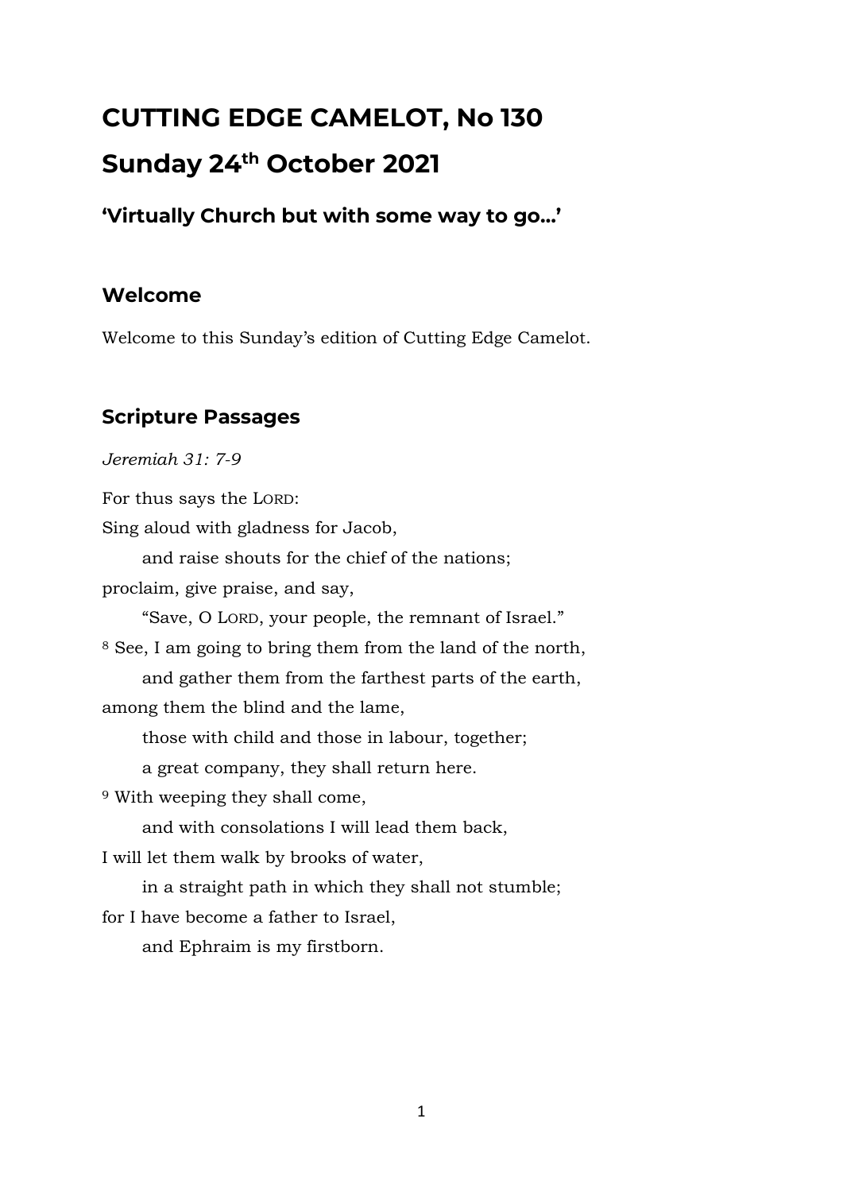# CUTTING EDGE CAMELOT, No 130

# Sunday 24th October 2021

### 'Virtually Church but with some way to go…'

## Welcome

Welcome to this Sunday's edition of Cutting Edge Camelot.

## Scripture Passages

*Jeremiah 31: 7-9*

For thus says the LORD:  
Sing aloud with gladness for Jacob,  
    and raise shouts for the chief of the nations;  
proclaim, give praise, and say,  
    "Save, O LORD, your people, the remnant of Israel."  
[8] See, I am going to bring them from the land of the north,  
    and gather them from the farthest parts of the earth,  
among them the blind and the lame,  
    those with child and those in labour, together;  
    a great company, they shall return here.  
[9] With weeping they shall come,  
    and with consolations I will lead them back,  
I will let them walk by brooks of water,  
    in a straight path in which they shall not stumble;  
for I have become a father to Israel,  
    and Ephraim is my firstborn.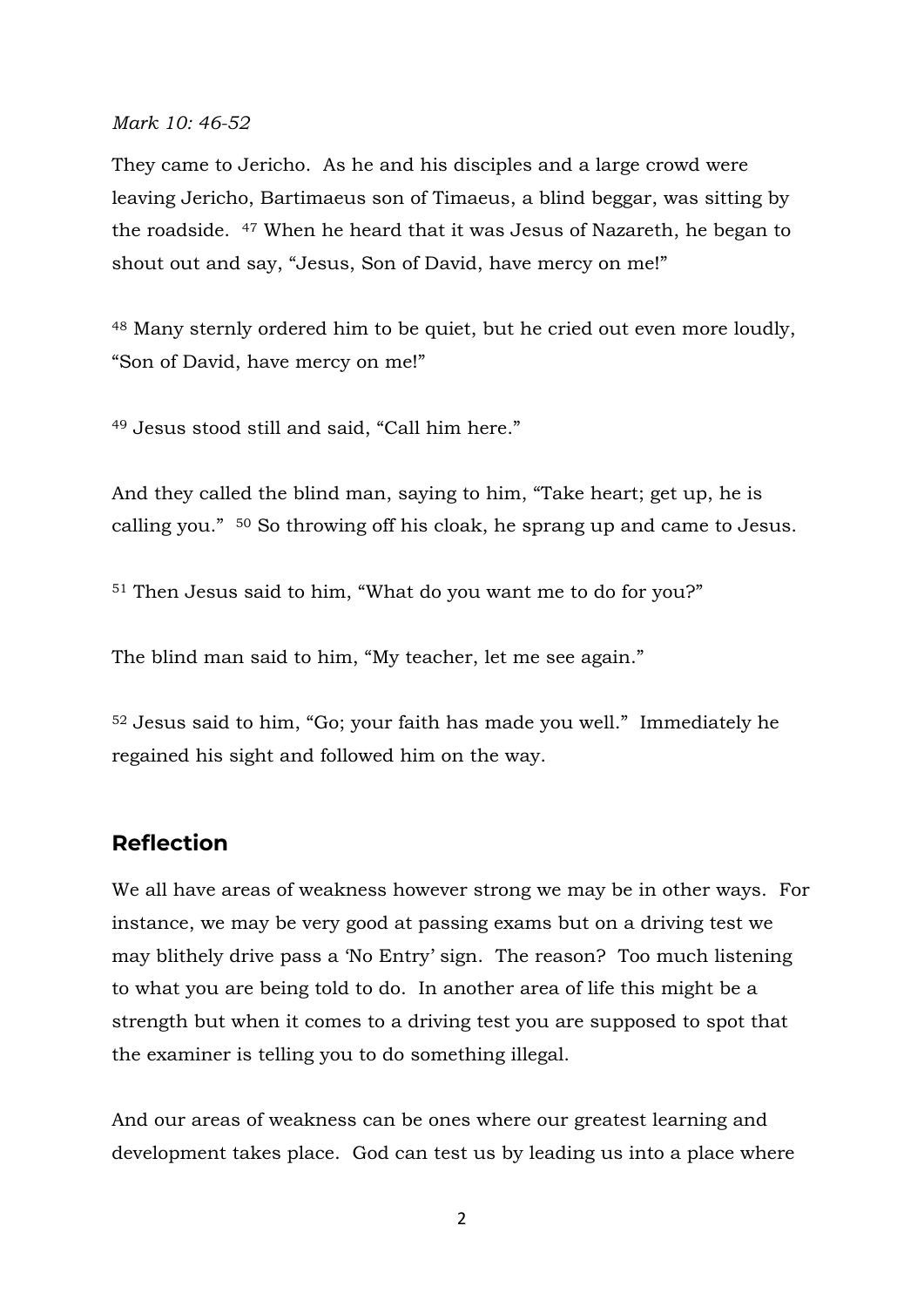*Mark 10: 46-52*

They came to Jericho. As he and his disciples and a large crowd were leaving Jericho, Bartimaeus son of Timaeus, a blind beggar, was sitting by the roadside. [47] When he heard that it was Jesus of Nazareth, he began to shout out and say, “Jesus, Son of David, have mercy on me!”

[48] Many sternly ordered him to be quiet, but he cried out even more loudly, “Son of David, have mercy on me!”

[49] Jesus stood still and said, “Call him here.”

And they called the blind man, saying to him, “Take heart; get up, he is calling you.” [50] So throwing off his cloak, he sprang up and came to Jesus.

[51] Then Jesus said to him, “What do you want me to do for you?”

The blind man said to him, “My teacher, let me see again.”

[52] Jesus said to him, “Go; your faith has made you well.” Immediately he regained his sight and followed him on the way.

## Reflection

We all have areas of weakness however strong we may be in other ways. For instance, we may be very good at passing exams but on a driving test we may blithely drive pass a ‘No Entry’ sign. The reason? Too much listening to what you are being told to do. In another area of life this might be a strength but when it comes to a driving test you are supposed to spot that the examiner is telling you to do something illegal.

And our areas of weakness can be ones where our greatest learning and development takes place. God can test us by leading us into a place where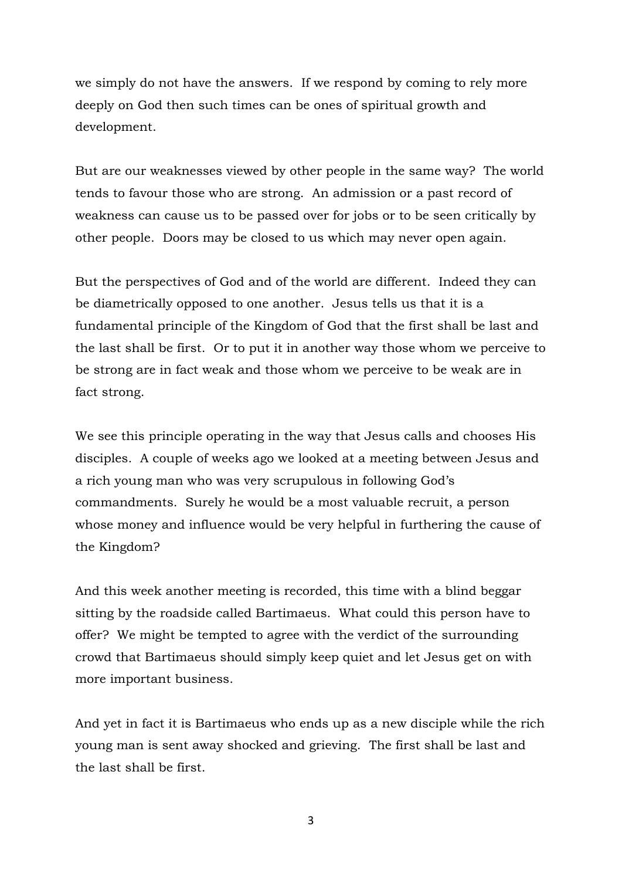we simply do not have the answers.  If we respond by coming to rely more deeply on God then such times can be ones of spiritual growth and development.

But are our weaknesses viewed by other people in the same way?  The world tends to favour those who are strong.  An admission or a past record of weakness can cause us to be passed over for jobs or to be seen critically by other people.  Doors may be closed to us which may never open again.

But the perspectives of God and of the world are different.  Indeed they can be diametrically opposed to one another.  Jesus tells us that it is a fundamental principle of the Kingdom of God that the first shall be last and the last shall be first.  Or to put it in another way those whom we perceive to be strong are in fact weak and those whom we perceive to be weak are in fact strong.

We see this principle operating in the way that Jesus calls and chooses His disciples.  A couple of weeks ago we looked at a meeting between Jesus and a rich young man who was very scrupulous in following God's commandments.  Surely he would be a most valuable recruit, a person whose money and influence would be very helpful in furthering the cause of the Kingdom?

And this week another meeting is recorded, this time with a blind beggar sitting by the roadside called Bartimaeus.  What could this person have to offer?  We might be tempted to agree with the verdict of the surrounding crowd that Bartimaeus should simply keep quiet and let Jesus get on with more important business.

And yet in fact it is Bartimaeus who ends up as a new disciple while the rich young man is sent away shocked and grieving.  The first shall be last and the last shall be first.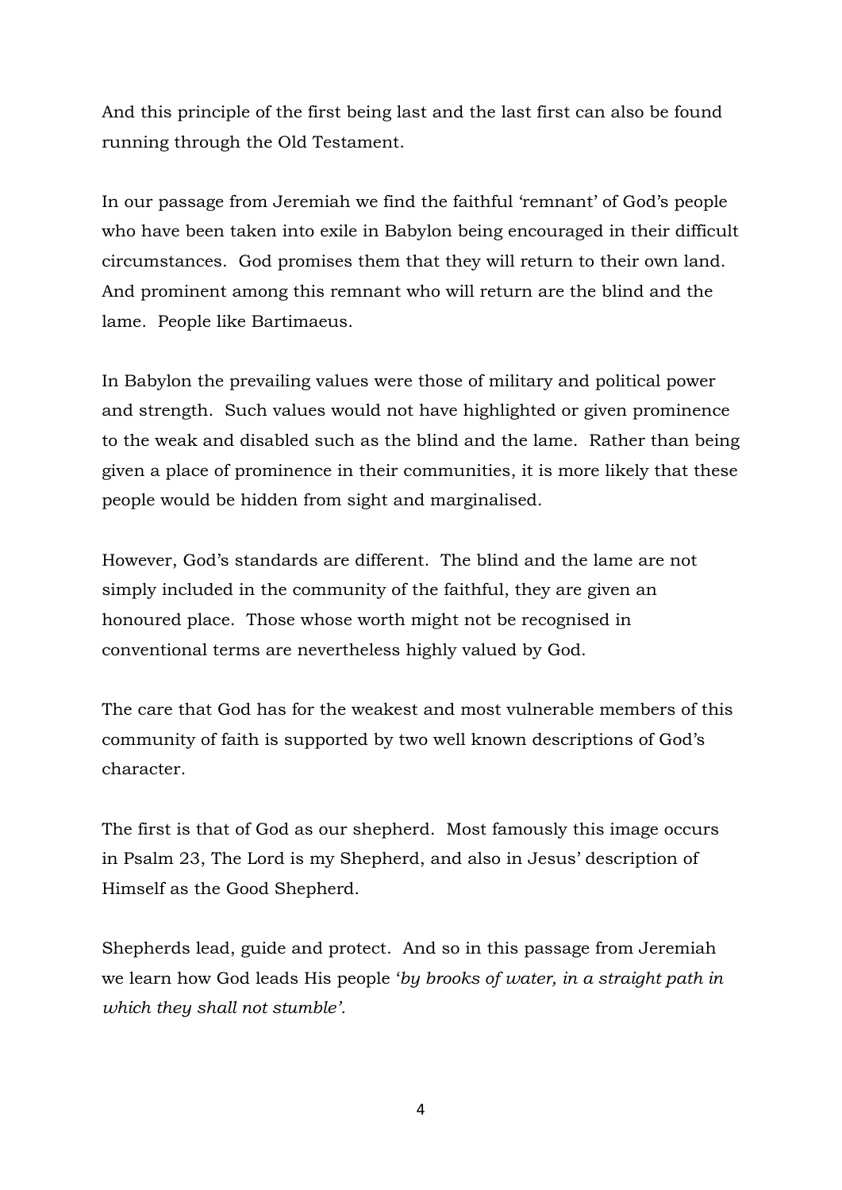And this principle of the first being last and the last first can also be found running through the Old Testament.

In our passage from Jeremiah we find the faithful 'remnant' of God's people who have been taken into exile in Babylon being encouraged in their difficult circumstances. God promises them that they will return to their own land. And prominent among this remnant who will return are the blind and the lame. People like Bartimaeus.

In Babylon the prevailing values were those of military and political power and strength. Such values would not have highlighted or given prominence to the weak and disabled such as the blind and the lame. Rather than being given a place of prominence in their communities, it is more likely that these people would be hidden from sight and marginalised.

However, God's standards are different. The blind and the lame are not simply included in the community of the faithful, they are given an honoured place. Those whose worth might not be recognised in conventional terms are nevertheless highly valued by God.

The care that God has for the weakest and most vulnerable members of this community of faith is supported by two well known descriptions of God's character.

The first is that of God as our shepherd. Most famously this image occurs in Psalm 23, The Lord is my Shepherd, and also in Jesus' description of Himself as the Good Shepherd.

Shepherds lead, guide and protect. And so in this passage from Jeremiah we learn how God leads His people '*by brooks of water, in a straight path in which they shall not stumble'*.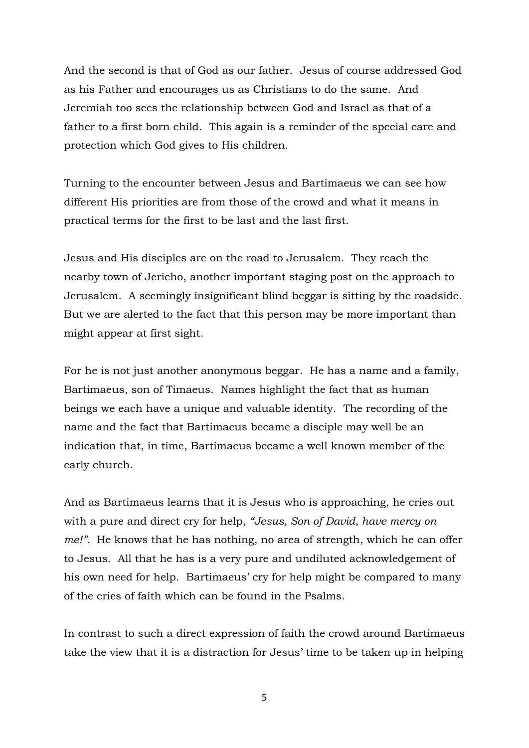And the second is that of God as our father. Jesus of course addressed God as his Father and encourages us as Christians to do the same. And Jeremiah too sees the relationship between God and Israel as that of a father to a first born child. This again is a reminder of the special care and protection which God gives to His children.

Turning to the encounter between Jesus and Bartimaeus we can see how different His priorities are from those of the crowd and what it means in practical terms for the first to be last and the last first.

Jesus and His disciples are on the road to Jerusalem. They reach the nearby town of Jericho, another important staging post on the approach to Jerusalem. A seemingly insignificant blind beggar is sitting by the roadside. But we are alerted to the fact that this person may be more important than might appear at first sight.

For he is not just another anonymous beggar. He has a name and a family, Bartimaeus, son of Timaeus. Names highlight the fact that as human beings we each have a unique and valuable identity. The recording of the name and the fact that Bartimaeus became a disciple may well be an indication that, in time, Bartimaeus became a well known member of the early church.

And as Bartimaeus learns that it is Jesus who is approaching, he cries out with a pure and direct cry for help, *"Jesus, Son of David, have mercy on me!".* He knows that he has nothing, no area of strength, which he can offer to Jesus. All that he has is a very pure and undiluted acknowledgement of his own need for help. Bartimaeus' cry for help might be compared to many of the cries of faith which can be found in the Psalms.

In contrast to such a direct expression of faith the crowd around Bartimaeus take the view that it is a distraction for Jesus' time to be taken up in helping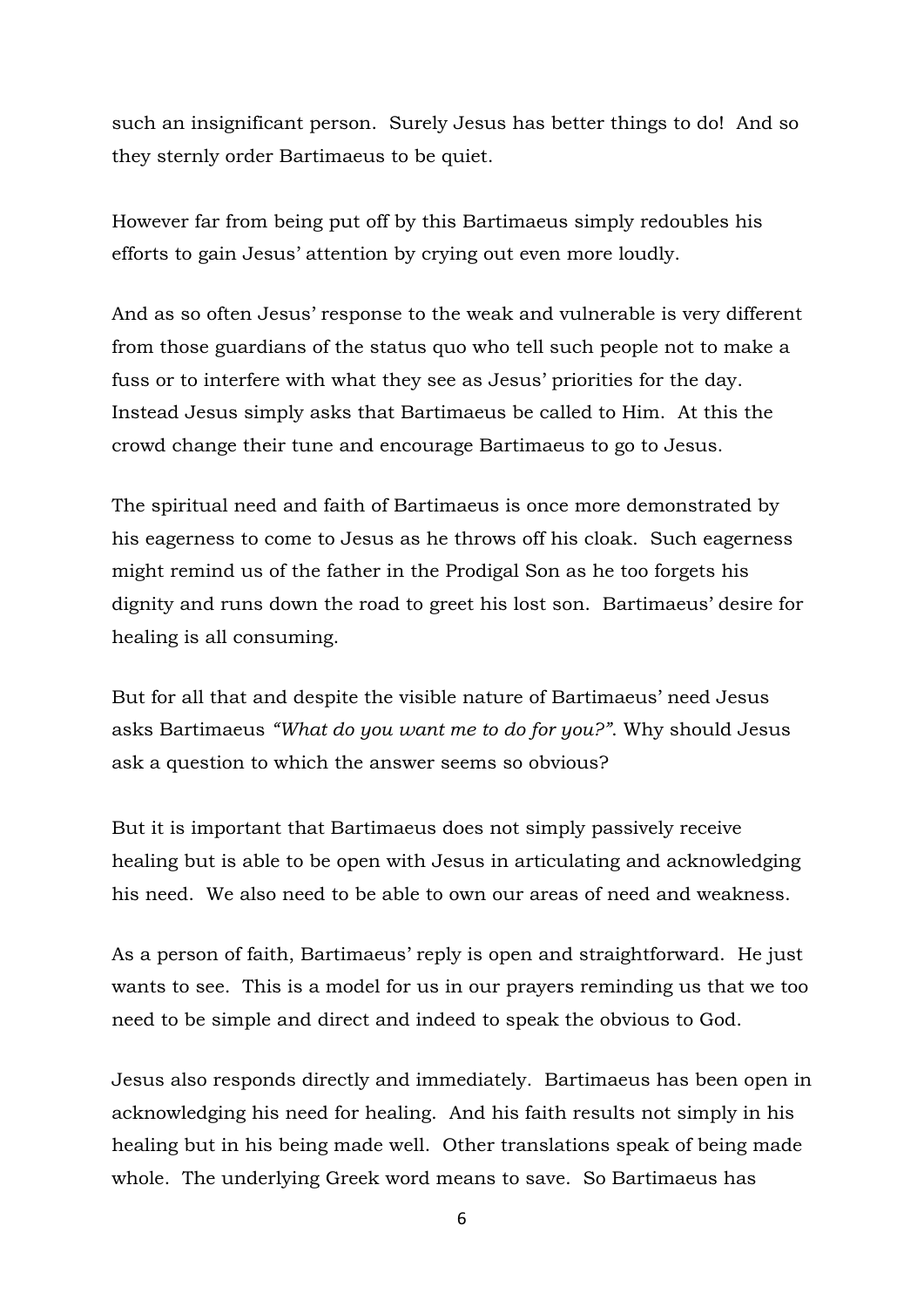such an insignificant person. Surely Jesus has better things to do! And so they sternly order Bartimaeus to be quiet.

However far from being put off by this Bartimaeus simply redoubles his efforts to gain Jesus' attention by crying out even more loudly.

And as so often Jesus' response to the weak and vulnerable is very different from those guardians of the status quo who tell such people not to make a fuss or to interfere with what they see as Jesus' priorities for the day. Instead Jesus simply asks that Bartimaeus be called to Him. At this the crowd change their tune and encourage Bartimaeus to go to Jesus.

The spiritual need and faith of Bartimaeus is once more demonstrated by his eagerness to come to Jesus as he throws off his cloak. Such eagerness might remind us of the father in the Prodigal Son as he too forgets his dignity and runs down the road to greet his lost son. Bartimaeus' desire for healing is all consuming.

But for all that and despite the visible nature of Bartimaeus' need Jesus asks Bartimaeus *"What do you want me to do for you?"*. Why should Jesus ask a question to which the answer seems so obvious?

But it is important that Bartimaeus does not simply passively receive healing but is able to be open with Jesus in articulating and acknowledging his need. We also need to be able to own our areas of need and weakness.

As a person of faith, Bartimaeus' reply is open and straightforward. He just wants to see. This is a model for us in our prayers reminding us that we too need to be simple and direct and indeed to speak the obvious to God.

Jesus also responds directly and immediately. Bartimaeus has been open in acknowledging his need for healing. And his faith results not simply in his healing but in his being made well. Other translations speak of being made whole. The underlying Greek word means to save. So Bartimaeus has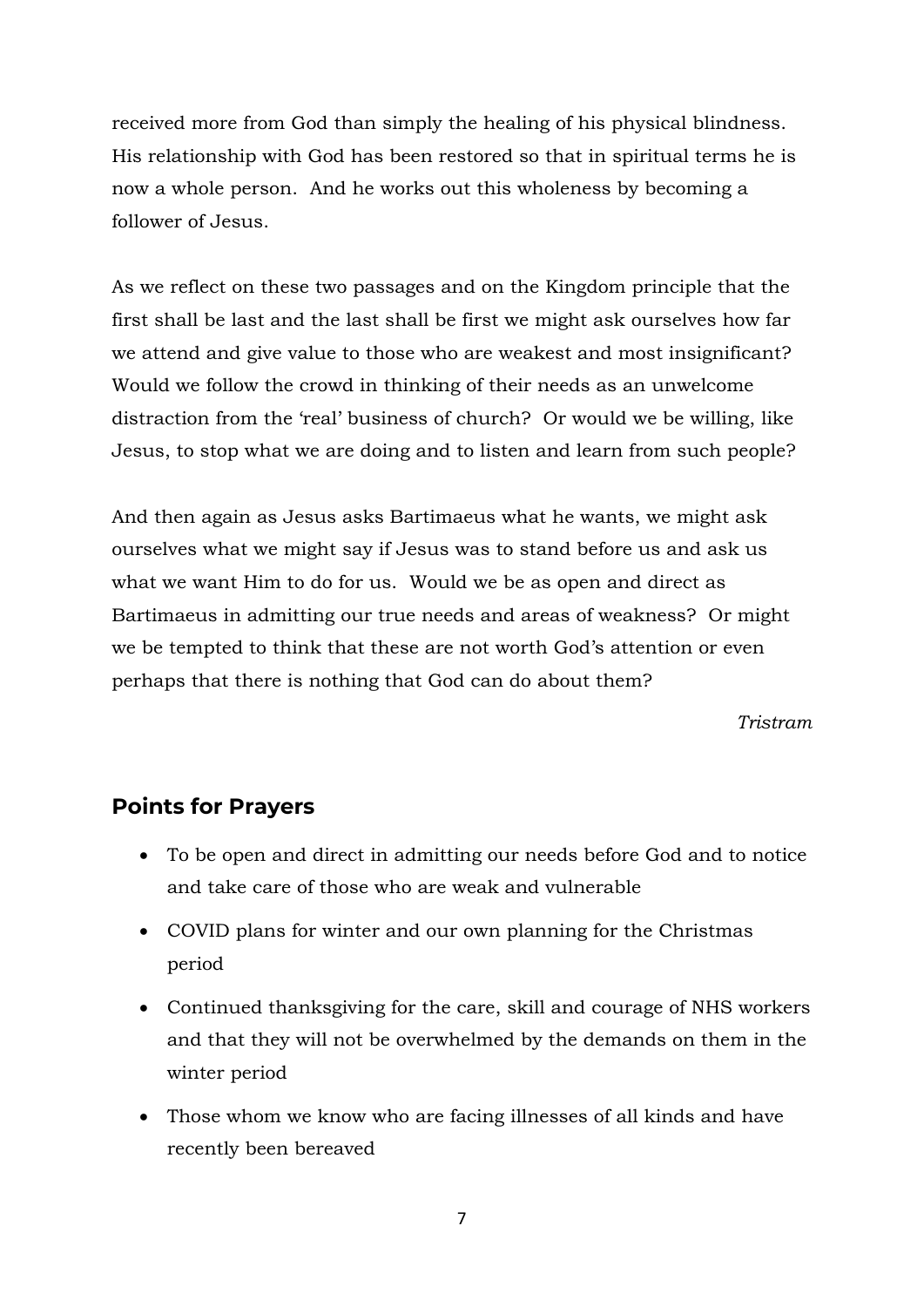received more from God than simply the healing of his physical blindness. His relationship with God has been restored so that in spiritual terms he is now a whole person. And he works out this wholeness by becoming a follower of Jesus.

As we reflect on these two passages and on the Kingdom principle that the first shall be last and the last shall be first we might ask ourselves how far we attend and give value to those who are weakest and most insignificant? Would we follow the crowd in thinking of their needs as an unwelcome distraction from the 'real' business of church? Or would we be willing, like Jesus, to stop what we are doing and to listen and learn from such people?

And then again as Jesus asks Bartimaeus what he wants, we might ask ourselves what we might say if Jesus was to stand before us and ask us what we want Him to do for us. Would we be as open and direct as Bartimaeus in admitting our true needs and areas of weakness? Or might we be tempted to think that these are not worth God's attention or even perhaps that there is nothing that God can do about them?

*Tristram*

## Points for Prayers

- To be open and direct in admitting our needs before God and to notice and take care of those who are weak and vulnerable
- COVID plans for winter and our own planning for the Christmas period
- Continued thanksgiving for the care, skill and courage of NHS workers and that they will not be overwhelmed by the demands on them in the winter period
- Those whom we know who are facing illnesses of all kinds and have recently been bereaved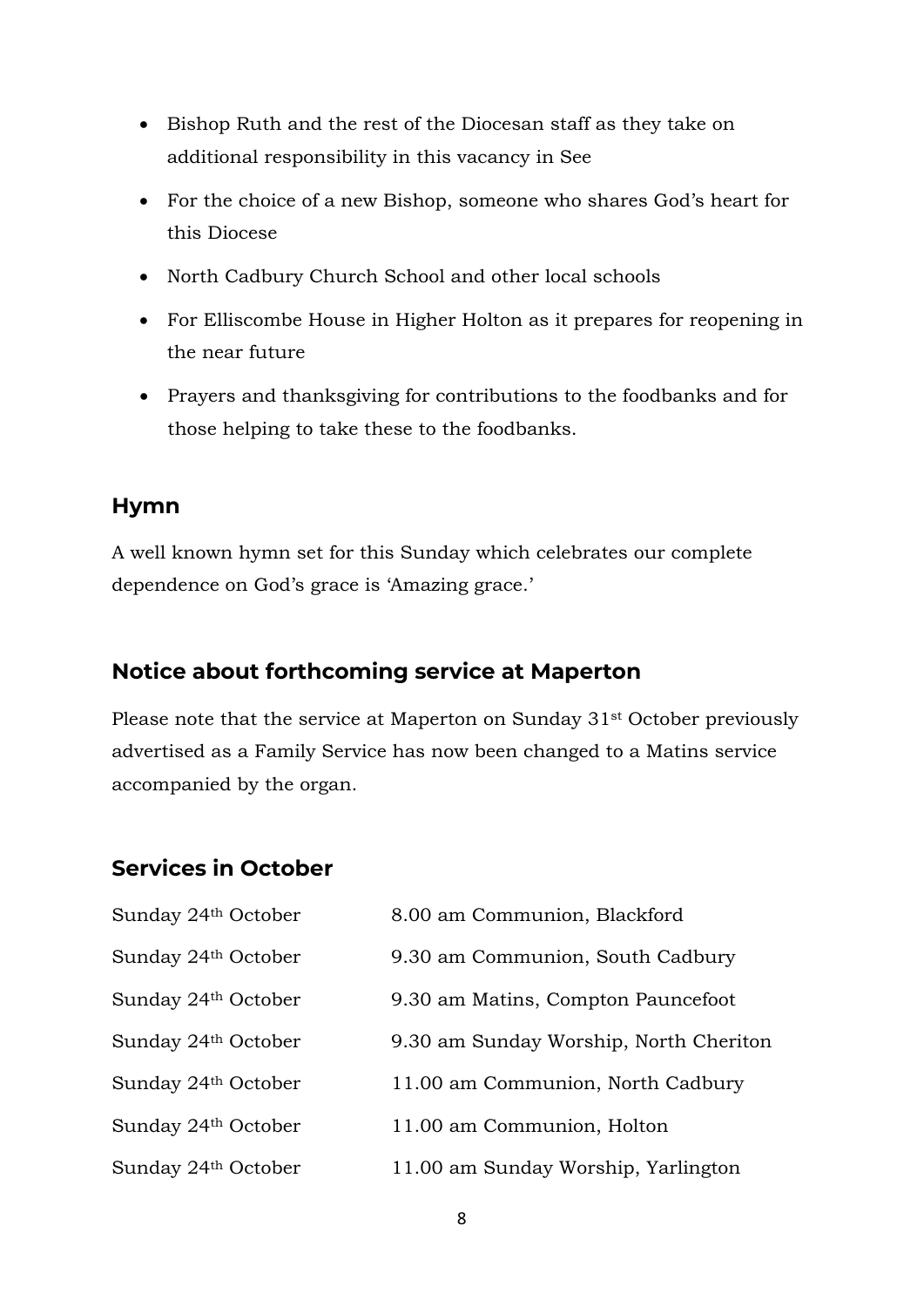- Bishop Ruth and the rest of the Diocesan staff as they take on additional responsibility in this vacancy in See
- For the choice of a new Bishop, someone who shares God's heart for this Diocese
- North Cadbury Church School and other local schools
- For Elliscombe House in Higher Holton as it prepares for reopening in the near future
- Prayers and thanksgiving for contributions to the foodbanks and for those helping to take these to the foodbanks.

## Hymn

A well known hymn set for this Sunday which celebrates our complete dependence on God's grace is 'Amazing grace.'

## Notice about forthcoming service at Maperton

Please note that the service at Maperton on Sunday 31st October previously advertised as a Family Service has now been changed to a Matins service accompanied by the organ.

## Services in October

| | |
|---|---|
| Sunday 24th October | 8.00 am Communion, Blackford |
| Sunday 24th October | 9.30 am Communion, South Cadbury |
| Sunday 24th October | 9.30 am Matins, Compton Pauncefoot |
| Sunday 24th October | 9.30 am Sunday Worship, North Cheriton |
| Sunday 24th October | 11.00 am Communion, North Cadbury |
| Sunday 24th October | 11.00 am Communion, Holton |
| Sunday 24th October | 11.00 am Sunday Worship, Yarlington |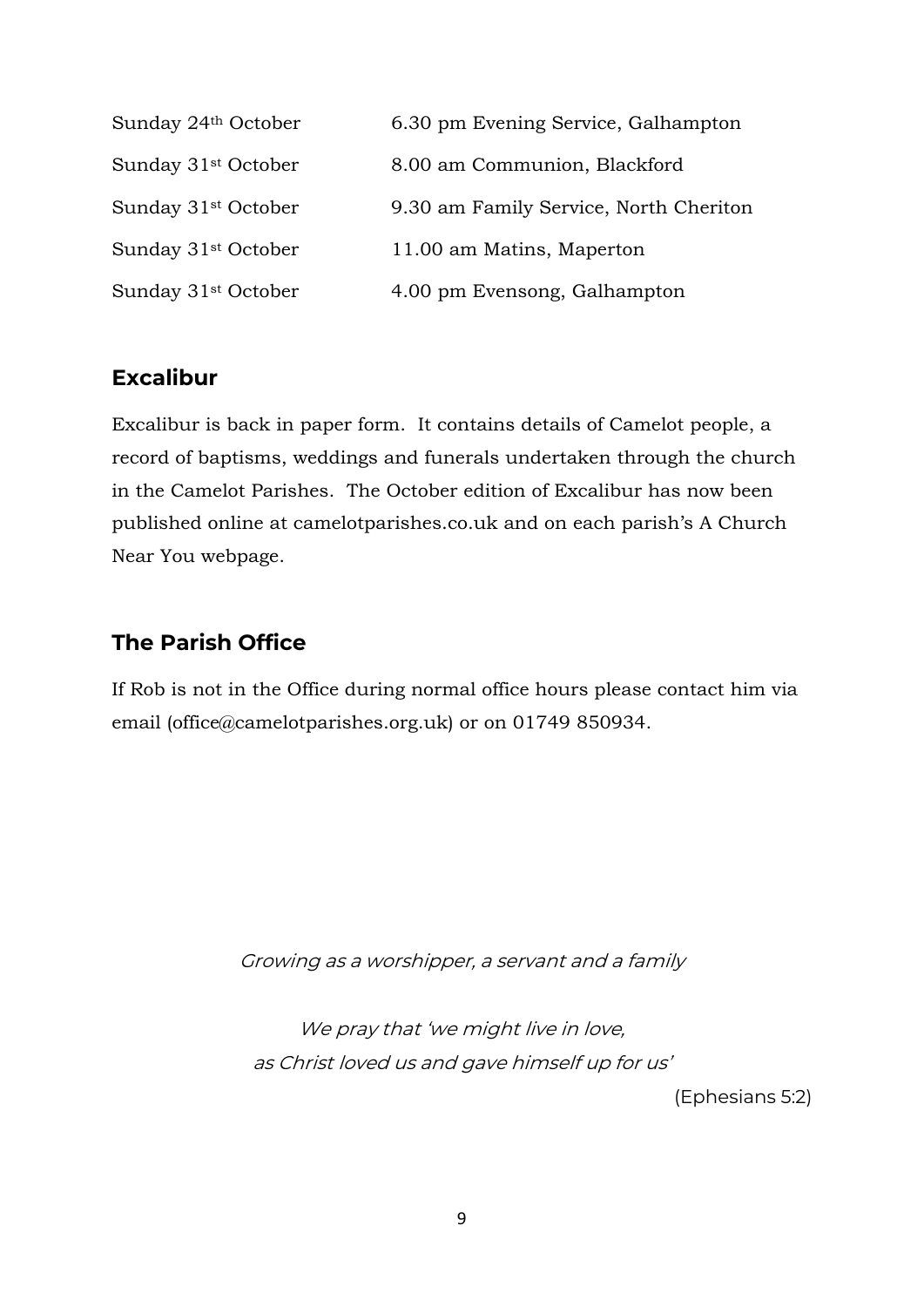| | |
|---|---|
| Sunday 24th October | 6.30 pm Evening Service, Galhampton |
| Sunday 31st October | 8.00 am Communion, Blackford |
| Sunday 31st October | 9.30 am Family Service, North Cheriton |
| Sunday 31st October | 11.00 am Matins, Maperton |
| Sunday 31st October | 4.00 pm Evensong, Galhampton |

## Excalibur

Excalibur is back in paper form. It contains details of Camelot people, a record of baptisms, weddings and funerals undertaken through the church in the Camelot Parishes. The October edition of Excalibur has now been published online at camelotparishes.co.uk and on each parish's A Church Near You webpage.

## The Parish Office

If Rob is not in the Office during normal office hours please contact him via email (office@camelotparishes.org.uk) or on 01749 850934.

*Growing as a worshipper, a servant and a family*

*We pray that 'we might live in love, as Christ loved us and gave himself up for us'*

(Ephesians 5:2)